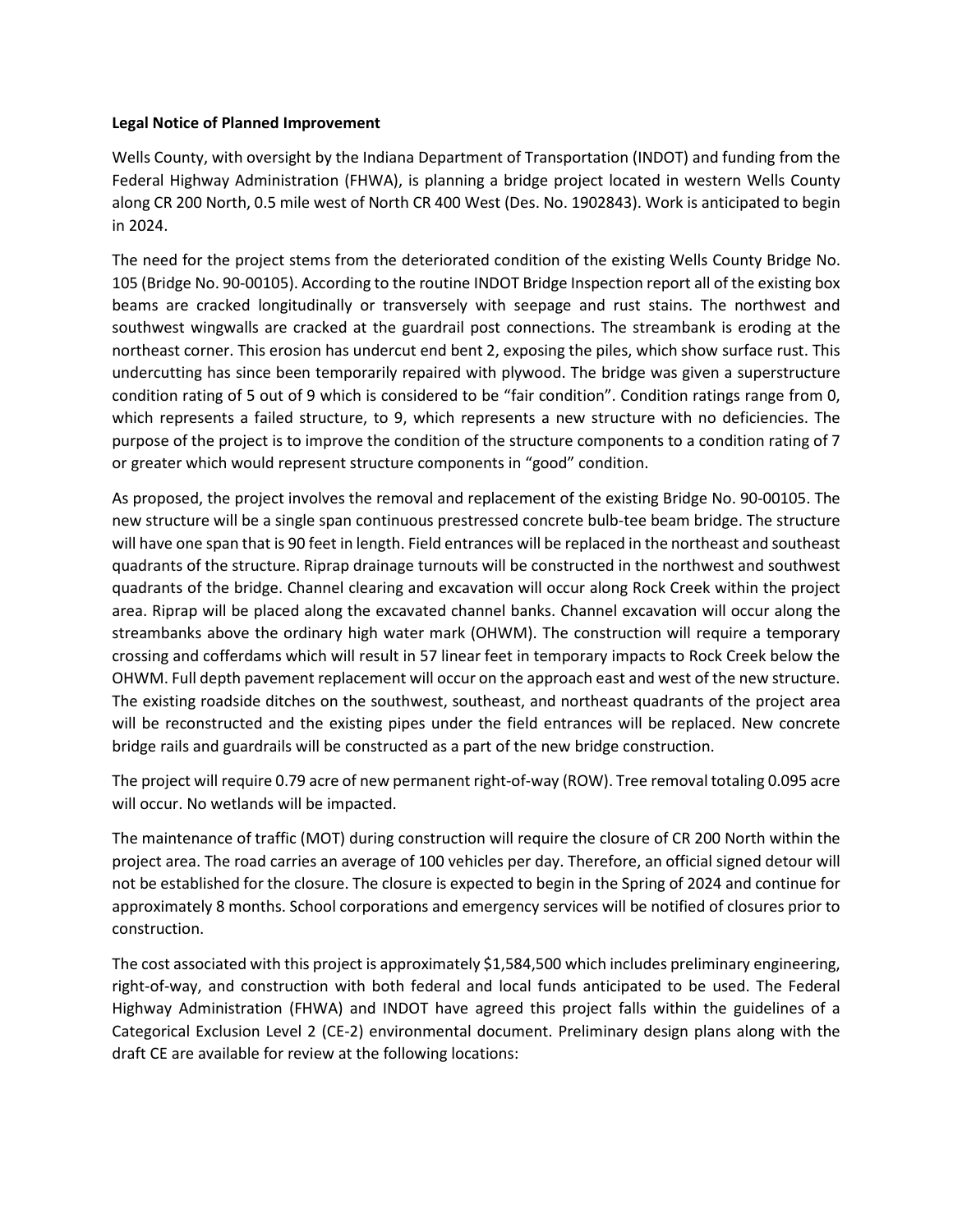**Legal Notice of Planned Improvement**

Wells County, with oversight by the Indiana Department of Transportation (INDOT) and funding from the Federal Highway Administration (FHWA), is planning a bridge project located in western Wells County along CR 200 North, 0.5 mile west of North CR 400 West (Des. No. 1902843). Work is anticipated to begin in 2024.

The need for the project stems from the deteriorated condition of the existing Wells County Bridge No. 105 (Bridge No. 90-00105). According to the routine INDOT Bridge Inspection report all of the existing box beams are cracked longitudinally or transversely with seepage and rust stains. The northwest and southwest wingwalls are cracked at the guardrail post connections. The streambank is eroding at the northeast corner. This erosion has undercut end bent 2, exposing the piles, which show surface rust. This undercutting has since been temporarily repaired with plywood. The bridge was given a superstructure condition rating of 5 out of 9 which is considered to be "fair condition". Condition ratings range from 0, which represents a failed structure, to 9, which represents a new structure with no deficiencies. The purpose of the project is to improve the condition of the structure components to a condition rating of 7 or greater which would represent structure components in "good" condition.

As proposed, the project involves the removal and replacement of the existing Bridge No. 90-00105. The new structure will be a single span continuous prestressed concrete bulb-tee beam bridge. The structure will have one span that is 90 feet in length. Field entrances will be replaced in the northeast and southeast quadrants of the structure. Riprap drainage turnouts will be constructed in the northwest and southwest quadrants of the bridge. Channel clearing and excavation will occur along Rock Creek within the project area. Riprap will be placed along the excavated channel banks. Channel excavation will occur along the streambanks above the ordinary high water mark (OHWM). The construction will require a temporary crossing and cofferdams which will result in 57 linear feet in temporary impacts to Rock Creek below the OHWM. Full depth pavement replacement will occur on the approach east and west of the new structure. The existing roadside ditches on the southwest, southeast, and northeast quadrants of the project area will be reconstructed and the existing pipes under the field entrances will be replaced. New concrete bridge rails and guardrails will be constructed as a part of the new bridge construction.

The project will require 0.79 acre of new permanent right-of-way (ROW). Tree removal totaling 0.095 acre will occur. No wetlands will be impacted.

The maintenance of traffic (MOT) during construction will require the closure of CR 200 North within the project area. The road carries an average of 100 vehicles per day. Therefore, an official signed detour will not be established for the closure. The closure is expected to begin in the Spring of 2024 and continue for approximately 8 months. School corporations and emergency services will be notified of closures prior to construction.

The cost associated with this project is approximately $1,584,500 which includes preliminary engineering, right-of-way, and construction with both federal and local funds anticipated to be used. The Federal Highway Administration (FHWA) and INDOT have agreed this project falls within the guidelines of a Categorical Exclusion Level 2 (CE-2) environmental document. Preliminary design plans along with the draft CE are available for review at the following locations: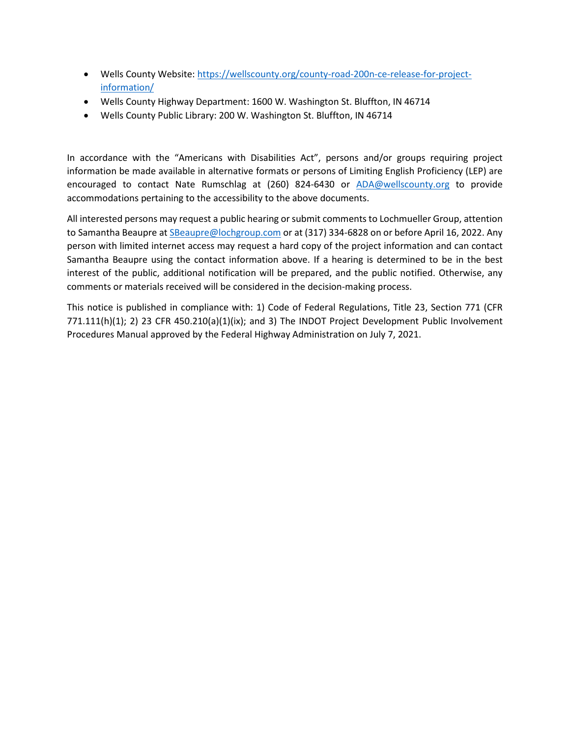- Wells County Website: https://wellscounty.org/county-road-200n-ce-release-for-project-information/
- Wells County Highway Department: 1600 W. Washington St. Bluffton, IN 46714
- Wells County Public Library: 200 W. Washington St. Bluffton, IN 46714

In accordance with the "Americans with Disabilities Act", persons and/or groups requiring project information be made available in alternative formats or persons of Limiting English Proficiency (LEP) are encouraged to contact Nate Rumschlag at (260) 824-6430 or ADA@wellscounty.org to provide accommodations pertaining to the accessibility to the above documents.

All interested persons may request a public hearing or submit comments to Lochmueller Group, attention to Samantha Beaupre at SBeaupre@lochgroup.com or at (317) 334-6828 on or before April 16, 2022. Any person with limited internet access may request a hard copy of the project information and can contact Samantha Beaupre using the contact information above. If a hearing is determined to be in the best interest of the public, additional notification will be prepared, and the public notified. Otherwise, any comments or materials received will be considered in the decision-making process.

This notice is published in compliance with: 1) Code of Federal Regulations, Title 23, Section 771 (CFR 771.111(h)(1); 2) 23 CFR 450.210(a)(1)(ix); and 3) The INDOT Project Development Public Involvement Procedures Manual approved by the Federal Highway Administration on July 7, 2021.